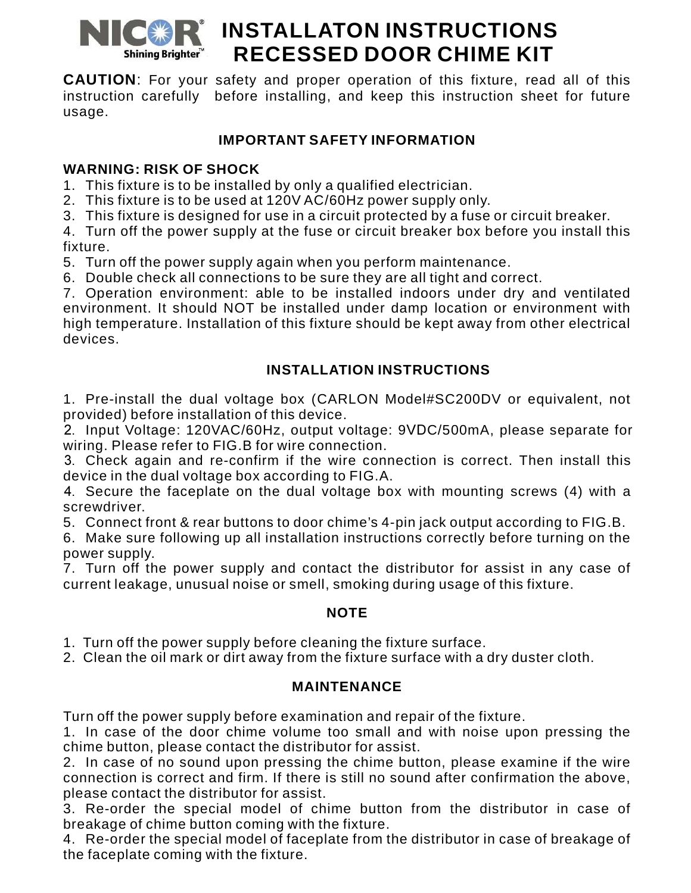NICOR® Shining Brighter™

# INSTALLATON INSTRUCTIONS RECESSED DOOR CHIME KIT

**CAUTION**: For your safety and proper operation of this fixture, read all of this instruction carefully before installing, and keep this instruction sheet for future usage.

## IMPORTANT SAFETY INFORMATION

**WARNING: RISK OF SHOCK**

1. This fixture is to be installed by only a qualified electrician.
2. This fixture is to be used at 120V AC/60Hz power supply only.
3. This fixture is designed for use in a circuit protected by a fuse or circuit breaker.
4. Turn off the power supply at the fuse or circuit breaker box before you install this fixture.
5. Turn off the power supply again when you perform maintenance.
6. Double check all connections to be sure they are all tight and correct.
7. Operation environment: able to be installed indoors under dry and ventilated environment. It should NOT be installed under damp location or environment with high temperature. Installation of this fixture should be kept away from other electrical devices.

## INSTALLATION INSTRUCTIONS

1. Pre-install the dual voltage box (CARLON Model#SC200DV or equivalent, not provided) before installation of this device.
2. Input Voltage: 120VAC/60Hz, output voltage: 9VDC/500mA, please separate for wiring. Please refer to FIG.B for wire connection.
3. Check again and re-confirm if the wire connection is correct. Then install this device in the dual voltage box according to FIG.A.
4. Secure the faceplate on the dual voltage box with mounting screws (4) with a screwdriver.
5. Connect front & rear buttons to door chime's 4-pin jack output according to FIG.B.
6. Make sure following up all installation instructions correctly before turning on the power supply.
7. Turn off the power supply and contact the distributor for assist in any case of current leakage, unusual noise or smell, smoking during usage of this fixture.

## NOTE

1. Turn off the power supply before cleaning the fixture surface.
2. Clean the oil mark or dirt away from the fixture surface with a dry duster cloth.

## MAINTENANCE

Turn off the power supply before examination and repair of the fixture.

1. In case of the door chime volume too small and with noise upon pressing the chime button, please contact the distributor for assist.
2. In case of no sound upon pressing the chime button, please examine if the wire connection is correct and firm. If there is still no sound after confirmation the above, please contact the distributor for assist.
3. Re-order the special model of chime button from the distributor in case of breakage of chime button coming with the fixture.
4. Re-order the special model of faceplate from the distributor in case of breakage of the faceplate coming with the fixture.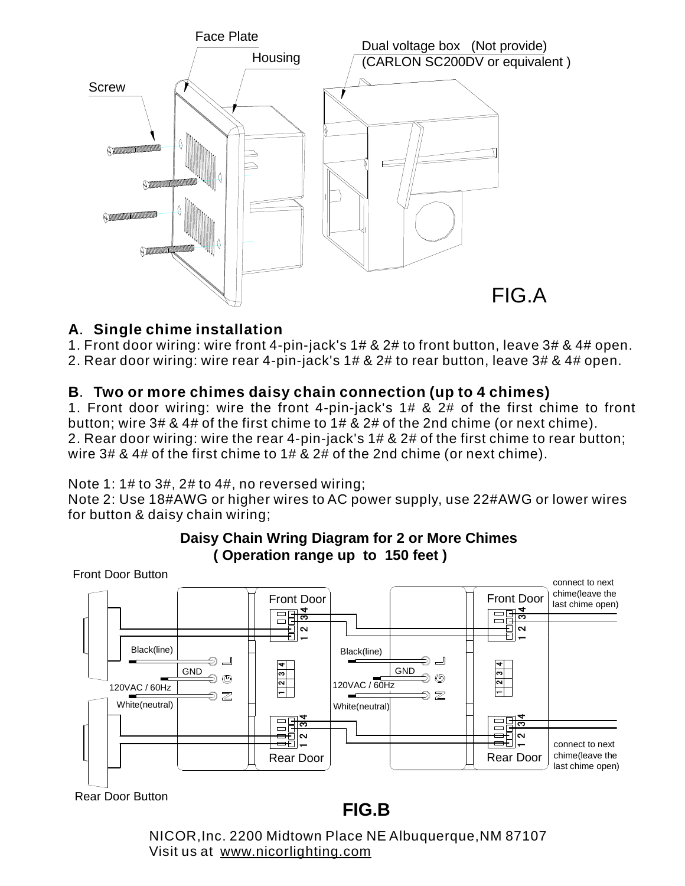Face Plate

Housing

Screw

Dual voltage box (Not provide)
(CARLON SC200DV or equivalent )

FIG.A

### A. Single chime installation

1. Front door wiring: wire front 4-pin-jack's 1# & 2# to front button, leave 3# & 4# open.
2. Rear door wiring: wire rear 4-pin-jack's 1# & 2# to rear button, leave 3# & 4# open.

### B. Two or more chimes daisy chain connection (up to 4 chimes)

1. Front door wiring: wire the front 4-pin-jack's 1# & 2# of the first chime to front button; wire 3# & 4# of the first chime to 1# & 2# of the 2nd chime (or next chime).
2. Rear door wiring: wire the rear 4-pin-jack's 1# & 2# of the first chime to rear button; wire 3# & 4# of the first chime to 1# & 2# of the 2nd chime (or next chime).

Note 1: 1# to 3#, 2# to 4#, no reversed wiring;
Note 2: Use 18#AWG or higher wires to AC power supply, use 22#AWG or lower wires for button & daisy chain wiring;

**Daisy Chain Wring Diagram for 2 or More Chimes**
**( Operation range up to 150 feet )**

Front Door Button

Front Door

1 2 3 4

Black(line)

GND

120VAC / 60Hz

White(neutral)

L

G

N

Rear Door

Rear Door Button

connect to next chime(leave the last chime open)

**FIG.B**

NICOR,Inc. 2200 Midtown Place NE Albuquerque,NM 87107
Visit us at www.nicorlighting.com